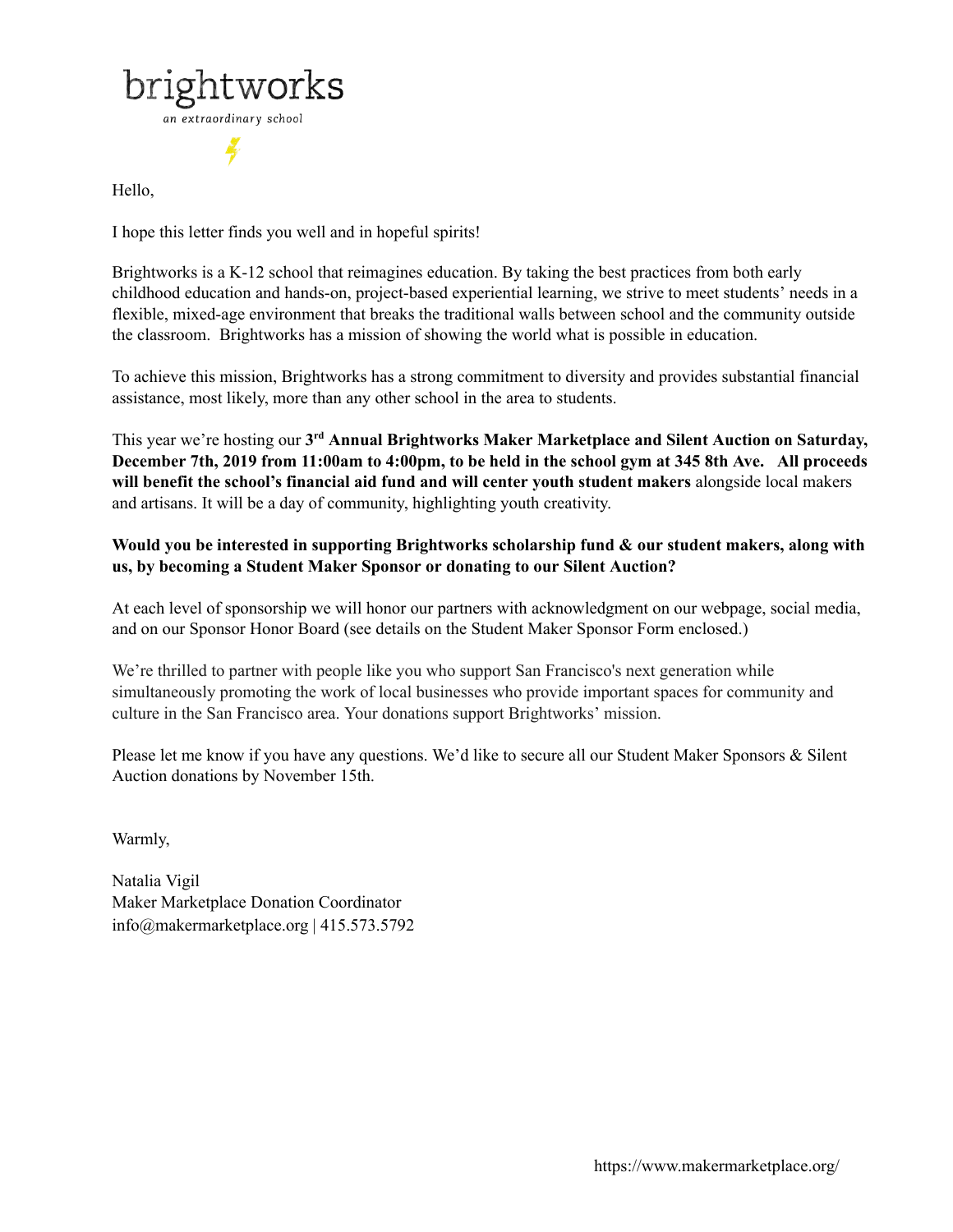brightworks

*an extraordinary school*

Hello,

I hope this letter finds you well and in hopeful spirits!

Brightworks is a K-12 school that reimagines education. By taking the best practices from both early childhood education and hands-on, project-based experiential learning, we strive to meet students' needs in a flexible, mixed-age environment that breaks the traditional walls between school and the community outside the classroom. Brightworks has a mission of showing the world what is possible in education.

To achieve this mission, Brightworks has a strong commitment to diversity and provides substantial financial assistance, most likely, more than any other school in the area to students.

This year we're hosting our **3rd Annual Brightworks Maker Marketplace and Silent Auction on Saturday, December 7th, 2019 from 11:00am to 4:00pm, to be held in the school gym at 345 8th Ave. All proceeds will benefit the school's financial aid fund and will center youth student makers** alongside local makers and artisans. It will be a day of community, highlighting youth creativity.

**Would you be interested in supporting Brightworks scholarship fund & our student makers, along with us, by becoming a Student Maker Sponsor or donating to our Silent Auction?**

At each level of sponsorship we will honor our partners with acknowledgment on our webpage, social media, and on our Sponsor Honor Board (see details on the Student Maker Sponsor Form enclosed.)

We're thrilled to partner with people like you who support San Francisco's next generation while simultaneously promoting the work of local businesses who provide important spaces for community and culture in the San Francisco area. Your donations support Brightworks' mission.

Please let me know if you have any questions. We'd like to secure all our Student Maker Sponsors & Silent Auction donations by November 15th.

Warmly,

Natalia Vigil
Maker Marketplace Donation Coordinator
info@makermarketplace.org | 415.573.5792

https://www.makermarketplace.org/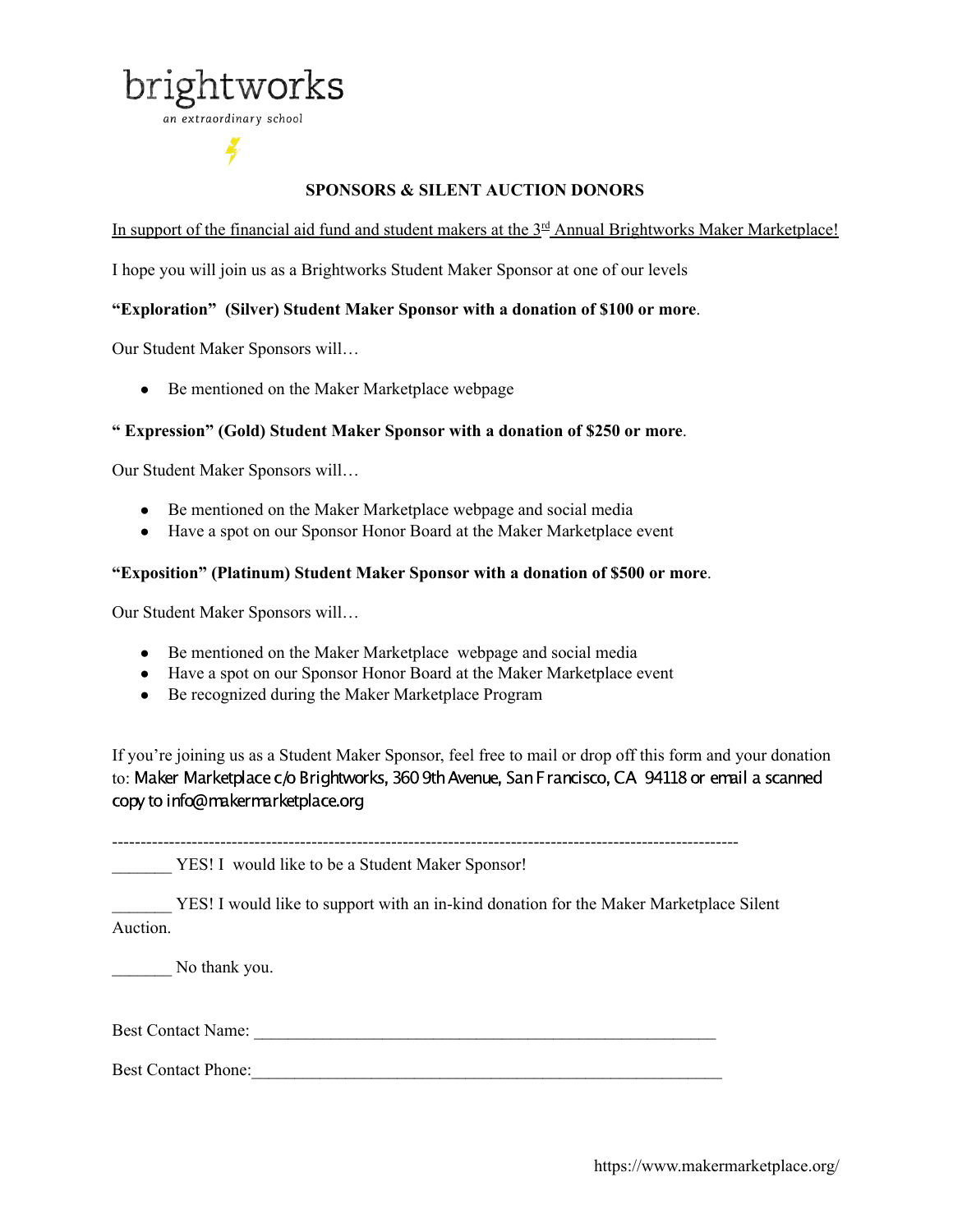brightworks

*an extraordinary school*

## SPONSORS & SILENT AUCTION DONORS

In support of the financial aid fund and student makers at the 3rd Annual Brightworks Maker Marketplace!

I hope you will join us as a Brightworks Student Maker Sponsor at one of our levels

**"Exploration" (Silver) Student Maker Sponsor with a donation of $100 or more**.

Our Student Maker Sponsors will…

- Be mentioned on the Maker Marketplace webpage

**" Expression" (Gold) Student Maker Sponsor with a donation of $250 or more**.

Our Student Maker Sponsors will…

- Be mentioned on the Maker Marketplace webpage and social media
- Have a spot on our Sponsor Honor Board at the Maker Marketplace event

**"Exposition" (Platinum) Student Maker Sponsor with a donation of $500 or more**.

Our Student Maker Sponsors will…

- Be mentioned on the Maker Marketplace webpage and social media
- Have a spot on our Sponsor Honor Board at the Maker Marketplace event
- Be recognized during the Maker Marketplace Program

If you're joining us as a Student Maker Sponsor, feel free to mail or drop off this form and your donation to: Maker Marketplace c/o Brightworks, 360 9th Avenue, San Francisco, CA 94118 or email a scanned copy to info@makermarketplace.org

---

_______ YES! I would like to be a Student Maker Sponsor!

_______ YES! I would like to support with an in-kind donation for the Maker Marketplace Silent Auction.

_______ No thank you.

Best Contact Name: _______________________________________________________

Best Contact Phone: _______________________________________________________

https://www.makermarketplace.org/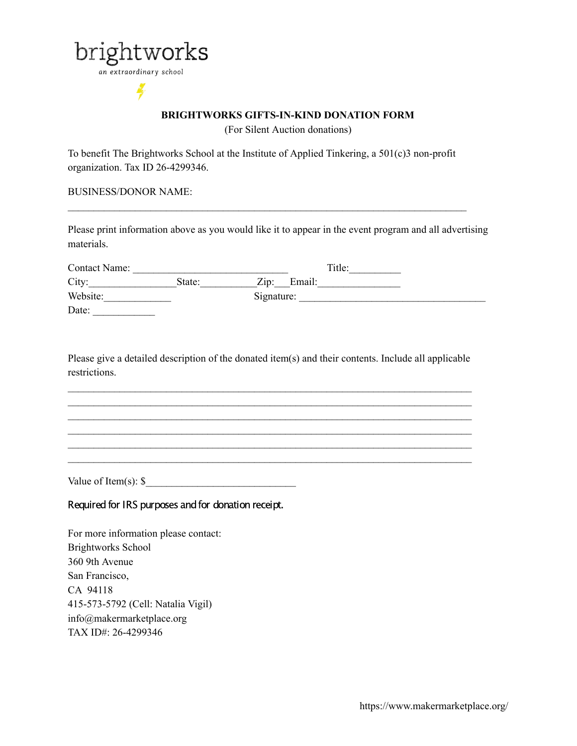brightworks

*an extraordinary school*

**BRIGHTWORKS GIFTS-IN-KIND DONATION FORM**

(For Silent Auction donations)

To benefit The Brightworks School at the Institute of Applied Tinkering, a 501(c)3 non-profit organization. Tax ID 26-4299346.

BUSINESS/DONOR NAME:

_______________________________________________________________________________

Please print information above as you would like it to appear in the event program and all advertising materials.

Contact Name: ______________________________ Title:__________

City:________________State:__________Zip:___Email:_______________

Website:_____________ Signature: ___________________________________

Date: ____________

Please give a detailed description of the donated item(s) and their contents. Include all applicable restrictions.

_______________________________________________________________________________

_______________________________________________________________________________

_______________________________________________________________________________

_______________________________________________________________________________

_______________________________________________________________________________

_______________________________________________________________________________

Value of Item(s): $____________________________

Required for IRS purposes and for donation receipt.

For more information please contact:
Brightworks School
360 9th Avenue
San Francisco,
CA 94118
415-573-5792 (Cell: Natalia Vigil)
info@makermarketplace.org
TAX ID#: 26-4299346

https://www.makermarketplace.org/